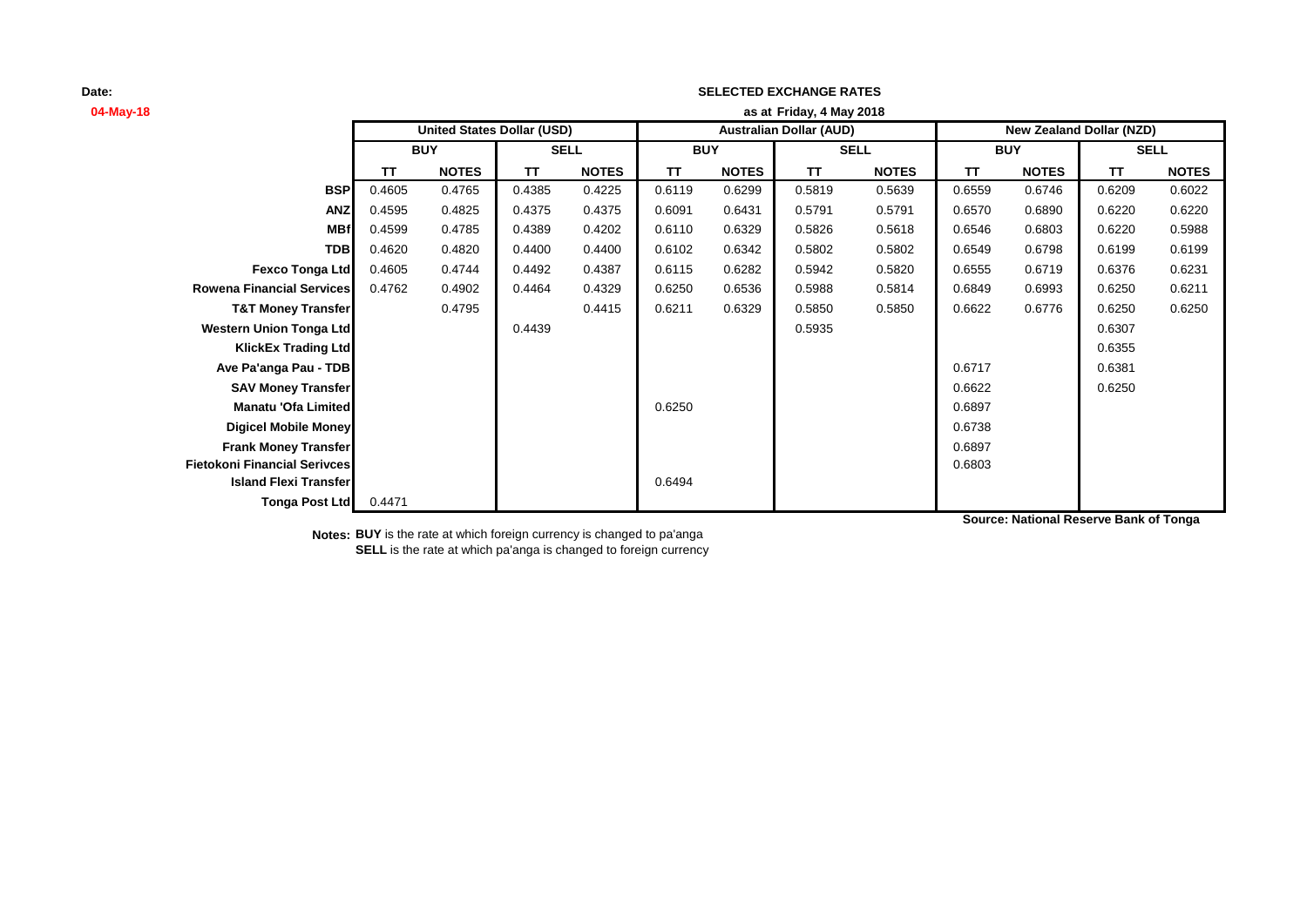**Date:**
**04-May-18**

**SELECTED EXCHANGE RATES**

**as at Friday, 4 May 2018**

| | United States Dollar (USD) | | | | Australian Dollar (AUD) | | | | New Zealand Dollar (NZD) | | | |
|---|---|---|---|---|---|---|---|---|---|---|---|---|
| | BUY | | SELL | | BUY | | SELL | | BUY | | SELL | |
| | TT | NOTES | TT | NOTES | TT | NOTES | TT | NOTES | TT | NOTES | TT | NOTES |
| **BSP** | 0.4605 | 0.4765 | 0.4385 | 0.4225 | 0.6119 | 0.6299 | 0.5819 | 0.5639 | 0.6559 | 0.6746 | 0.6209 | 0.6022 |
| **ANZ** | 0.4595 | 0.4825 | 0.4375 | 0.4375 | 0.6091 | 0.6431 | 0.5791 | 0.5791 | 0.6570 | 0.6890 | 0.6220 | 0.6220 |
| **MBf** | 0.4599 | 0.4785 | 0.4389 | 0.4202 | 0.6110 | 0.6329 | 0.5826 | 0.5618 | 0.6546 | 0.6803 | 0.6220 | 0.5988 |
| **TDB** | 0.4620 | 0.4820 | 0.4400 | 0.4400 | 0.6102 | 0.6342 | 0.5802 | 0.5802 | 0.6549 | 0.6798 | 0.6199 | 0.6199 |
| **Fexco Tonga Ltd** | 0.4605 | 0.4744 | 0.4492 | 0.4387 | 0.6115 | 0.6282 | 0.5942 | 0.5820 | 0.6555 | 0.6719 | 0.6376 | 0.6231 |
| **Rowena Financial Services** | 0.4762 | 0.4902 | 0.4464 | 0.4329 | 0.6250 | 0.6536 | 0.5988 | 0.5814 | 0.6849 | 0.6993 | 0.6250 | 0.6211 |
| **T&T Money Transfer** | | 0.4795 | | 0.4415 | 0.6211 | 0.6329 | 0.5850 | 0.5850 | 0.6622 | 0.6776 | 0.6250 | 0.6250 |
| **Western Union Tonga Ltd** | | | 0.4439 | | | | 0.5935 | | | | 0.6307 | |
| **KlickEx Trading Ltd** | | | | | | | | | | | 0.6355 | |
| **Ave Pa'anga Pau - TDB** | | | | | | | | | 0.6717 | | 0.6381 | |
| **SAV Money Transfer** | | | | | | | | | 0.6622 | | 0.6250 | |
| **Manatu 'Ofa Limited** | | | | | 0.6250 | | | | 0.6897 | | | |
| **Digicel Mobile Money** | | | | | | | | | 0.6738 | | | |
| **Frank Money Transfer** | | | | | | | | | 0.6897 | | | |
| **Fietokoni Financial Serivces** | | | | | | | | | 0.6803 | | | |
| **Island Flexi Transfer** | | | | | 0.6494 | | | | | | | |
| **Tonga Post Ltd** | 0.4471 | | | | | | | | | | | |

**Source: National Reserve Bank of Tonga**

**Notes: BUY** is the rate at which foreign currency is changed to pa'anga
**SELL** is the rate at which pa'anga is changed to foreign currency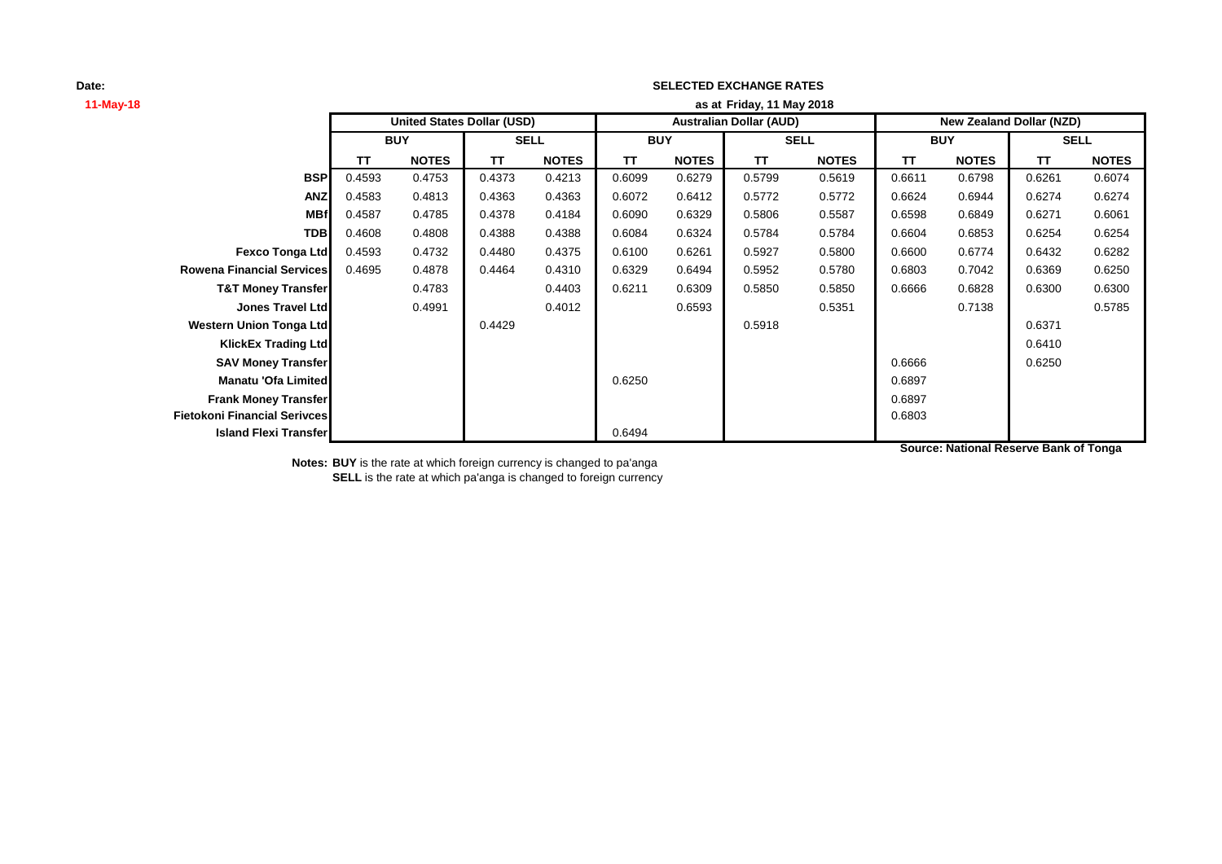Date:

11-May-18

**SELECTED EXCHANGE RATES**

**as at Friday, 11 May 2018**

| | United States Dollar (USD) | | | | Australian Dollar (AUD) | | | | New Zealand Dollar (NZD) | | | |
|---|---|---|---|---|---|---|---|---|---|---|---|---|
| | BUY | | SELL | | BUY | | SELL | | BUY | | SELL | |
| | TT | NOTES | TT | NOTES | TT | NOTES | TT | NOTES | TT | NOTES | TT | NOTES |
| **BSP** | 0.4593 | 0.4753 | 0.4373 | 0.4213 | 0.6099 | 0.6279 | 0.5799 | 0.5619 | 0.6611 | 0.6798 | 0.6261 | 0.6074 |
| **ANZ** | 0.4583 | 0.4813 | 0.4363 | 0.4363 | 0.6072 | 0.6412 | 0.5772 | 0.5772 | 0.6624 | 0.6944 | 0.6274 | 0.6274 |
| **MBf** | 0.4587 | 0.4785 | 0.4378 | 0.4184 | 0.6090 | 0.6329 | 0.5806 | 0.5587 | 0.6598 | 0.6849 | 0.6271 | 0.6061 |
| **TDB** | 0.4608 | 0.4808 | 0.4388 | 0.4388 | 0.6084 | 0.6324 | 0.5784 | 0.5784 | 0.6604 | 0.6853 | 0.6254 | 0.6254 |
| **Fexco Tonga Ltd** | 0.4593 | 0.4732 | 0.4480 | 0.4375 | 0.6100 | 0.6261 | 0.5927 | 0.5800 | 0.6600 | 0.6774 | 0.6432 | 0.6282 |
| **Rowena Financial Services** | 0.4695 | 0.4878 | 0.4464 | 0.4310 | 0.6329 | 0.6494 | 0.5952 | 0.5780 | 0.6803 | 0.7042 | 0.6369 | 0.6250 |
| **T&T Money Transfer** | | 0.4783 | | 0.4403 | 0.6211 | 0.6309 | 0.5850 | 0.5850 | 0.6666 | 0.6828 | 0.6300 | 0.6300 |
| **Jones Travel Ltd** | | 0.4991 | | 0.4012 | | 0.6593 | | 0.5351 | | 0.7138 | | 0.5785 |
| **Western Union Tonga Ltd** | | | 0.4429 | | | | 0.5918 | | | | 0.6371 | |
| **KlickEx Trading Ltd** | | | | | | | | | | | 0.6410 | |
| **SAV Money Transfer** | | | | | | | | | 0.6666 | | 0.6250 | |
| **Manatu 'Ofa Limited** | | | | | 0.6250 | | | | 0.6897 | | | |
| **Frank Money Transfer** | | | | | | | | | 0.6897 | | | |
| **Fietokoni Financial Serivces** | | | | | | | | | 0.6803 | | | |
| **Island Flexi Transfer** | | | | | 0.6494 | | | | | | | |

**Source: National Reserve Bank of Tonga**

**Notes: BUY** is the rate at which foreign currency is changed to pa'anga

**SELL** is the rate at which pa'anga is changed to foreign currency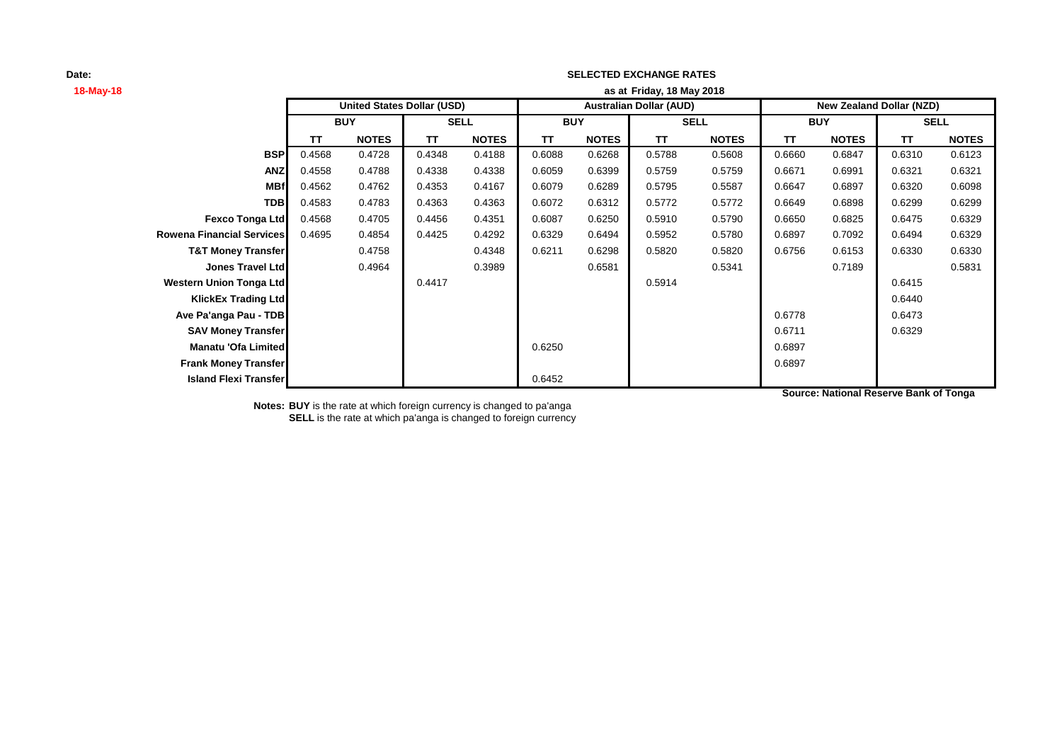**Date:**

**18-May-18**

**SELECTED EXCHANGE RATES**

**as at Friday, 18 May 2018**

| | United States Dollar (USD) | | | | Australian Dollar (AUD) | | | | New Zealand Dollar (NZD) | | | |
|---|---|---|---|---|---|---|---|---|---|---|---|---|
| | BUY | | SELL | | BUY | | SELL | | BUY | | SELL | |
| | TT | NOTES | TT | NOTES | TT | NOTES | TT | NOTES | TT | NOTES | TT | NOTES |
| **BSP** | 0.4568 | 0.4728 | 0.4348 | 0.4188 | 0.6088 | 0.6268 | 0.5788 | 0.5608 | 0.6660 | 0.6847 | 0.6310 | 0.6123 |
| **ANZ** | 0.4558 | 0.4788 | 0.4338 | 0.4338 | 0.6059 | 0.6399 | 0.5759 | 0.5759 | 0.6671 | 0.6991 | 0.6321 | 0.6321 |
| **MBf** | 0.4562 | 0.4762 | 0.4353 | 0.4167 | 0.6079 | 0.6289 | 0.5795 | 0.5587 | 0.6647 | 0.6897 | 0.6320 | 0.6098 |
| **TDB** | 0.4583 | 0.4783 | 0.4363 | 0.4363 | 0.6072 | 0.6312 | 0.5772 | 0.5772 | 0.6649 | 0.6898 | 0.6299 | 0.6299 |
| **Fexco Tonga Ltd** | 0.4568 | 0.4705 | 0.4456 | 0.4351 | 0.6087 | 0.6250 | 0.5910 | 0.5790 | 0.6650 | 0.6825 | 0.6475 | 0.6329 |
| **Rowena Financial Services** | 0.4695 | 0.4854 | 0.4425 | 0.4292 | 0.6329 | 0.6494 | 0.5952 | 0.5780 | 0.6897 | 0.7092 | 0.6494 | 0.6329 |
| **T&T Money Transfer** | | 0.4758 | | 0.4348 | 0.6211 | 0.6298 | 0.5820 | 0.5820 | 0.6756 | 0.6153 | 0.6330 | 0.6330 |
| **Jones Travel Ltd** | | 0.4964 | | 0.3989 | | 0.6581 | | 0.5341 | | 0.7189 | | 0.5831 |
| **Western Union Tonga Ltd** | | | 0.4417 | | | | 0.5914 | | | | 0.6415 | |
| **KlickEx Trading Ltd** | | | | | | | | | | | 0.6440 | |
| **Ave Pa'anga Pau - TDB** | | | | | | | | | 0.6778 | | 0.6473 | |
| **SAV Money Transfer** | | | | | | | | | 0.6711 | | 0.6329 | |
| **Manatu 'Ofa Limited** | | | | | 0.6250 | | | | 0.6897 | | | |
| **Frank Money Transfer** | | | | | | | | | 0.6897 | | | |
| **Island Flexi Transfer** | | | | | 0.6452 | | | | | | | |

**Source: National Reserve Bank of Tonga**

**Notes:** **BUY** is the rate at which foreign currency is changed to pa'anga
**SELL** is the rate at which pa'anga is changed to foreign currency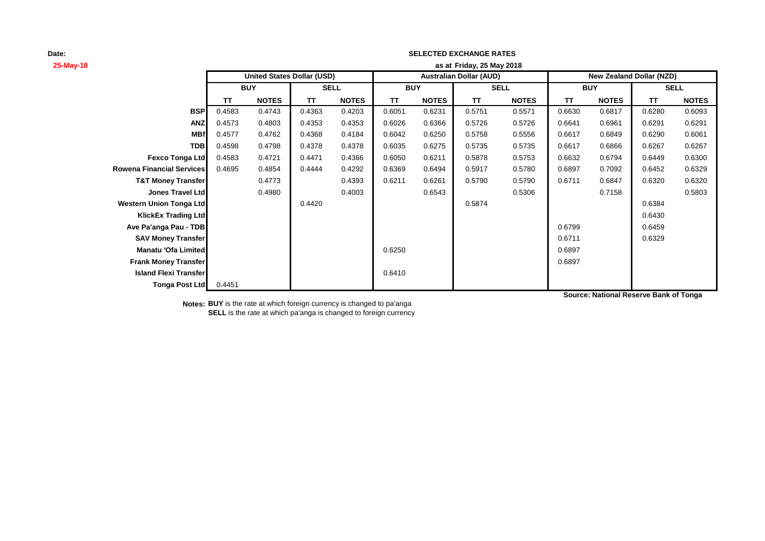Date: **25-May-18**

**SELECTED EXCHANGE RATES**

**as at Friday, 25 May 2018**

| | United States Dollar (USD) | | | | Australian Dollar (AUD) | | | | New Zealand Dollar (NZD) | | | |
|---|---|---|---|---|---|---|---|---|---|---|---|---|
| | BUY | | SELL | | BUY | | SELL | | BUY | | SELL | |
| | TT | NOTES | TT | NOTES | TT | NOTES | TT | NOTES | TT | NOTES | TT | NOTES |
| **BSP** | 0.4583 | 0.4743 | 0.4363 | 0.4203 | 0.6051 | 0.6231 | 0.5751 | 0.5571 | 0.6630 | 0.6817 | 0.6280 | 0.6093 |
| **ANZ** | 0.4573 | 0.4803 | 0.4353 | 0.4353 | 0.6026 | 0.6366 | 0.5726 | 0.5726 | 0.6641 | 0.6961 | 0.6291 | 0.6291 |
| **MBf** | 0.4577 | 0.4762 | 0.4368 | 0.4184 | 0.6042 | 0.6250 | 0.5758 | 0.5556 | 0.6617 | 0.6849 | 0.6290 | 0.6061 |
| **TDB** | 0.4598 | 0.4798 | 0.4378 | 0.4378 | 0.6035 | 0.6275 | 0.5735 | 0.5735 | 0.6617 | 0.6866 | 0.6267 | 0.6267 |
| **Fexco Tonga Ltd** | 0.4583 | 0.4721 | 0.4471 | 0.4366 | 0.6050 | 0.6211 | 0.5878 | 0.5753 | 0.6632 | 0.6794 | 0.6449 | 0.6300 |
| **Rowena Financial Services** | 0.4695 | 0.4854 | 0.4444 | 0.4292 | 0.6369 | 0.6494 | 0.5917 | 0.5780 | 0.6897 | 0.7092 | 0.6452 | 0.6329 |
| **T&T Money Transfer** | | 0.4773 | | 0.4393 | 0.6211 | 0.6261 | 0.5790 | 0.5790 | 0.6711 | 0.6847 | 0.6320 | 0.6320 |
| **Jones Travel Ltd** | | 0.4980 | | 0.4003 | | 0.6543 | | 0.5306 | | 0.7158 | | 0.5803 |
| **Western Union Tonga Ltd** | | | 0.4420 | | | | 0.5874 | | | | 0.6384 | |
| **KlickEx Trading Ltd** | | | | | | | | | | | 0.6430 | |
| **Ave Pa'anga Pau - TDB** | | | | | | | | | 0.6799 | | 0.6459 | |
| **SAV Money Transfer** | | | | | | | | | 0.6711 | | 0.6329 | |
| **Manatu 'Ofa Limited** | | | | | 0.6250 | | | | 0.6897 | | | |
| **Frank Money Transfer** | | | | | | | | | 0.6897 | | | |
| **Island Flexi Transfer** | | | | | 0.6410 | | | | | | | |
| **Tonga Post Ltd** | 0.4451 | | | | | | | | | | | |

**Source: National Reserve Bank of Tonga**

**Notes: BUY** is the rate at which foreign currency is changed to pa'anga
**SELL** is the rate at which pa'anga is changed to foreign currency